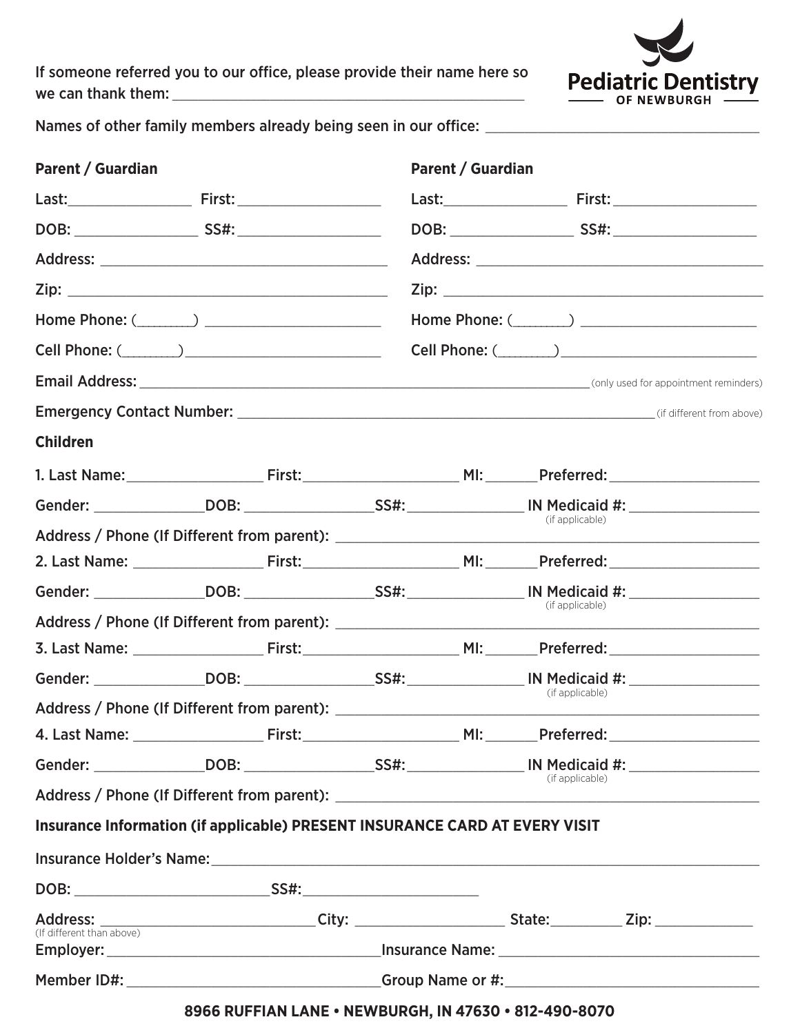# Pediatric Dentistry
OF NEWBURGH

If someone referred you to our office, please provide their name here so we can thank them: ____________________________________________

Names of other family members already being seen in our office: ________________________________

**Parent / Guardian**

Last: _______________ First: _________________

DOB: _______________ SS#: _________________

Address: ____________________________________

Zip: ________________________________________

Home Phone: (_______) ______________________

Cell Phone: (_______) ________________________

**Parent / Guardian**

Last: _______________ First: _________________

DOB: _______________ SS#: _________________

Address: ____________________________________

Zip: ________________________________________

Home Phone: (_______) ______________________

Cell Phone: (_______) ________________________

Email Address: ____________________________________________________________ (only used for appointment reminders)

Emergency Contact Number: ____________________________________________________ (if different from above)

**Children**

1. Last Name: ________________ First: __________________ MI: ______ Preferred: __________________

Gender: _____________ DOB: _______________ SS#: ______________ IN Medicaid #: ________________ (if applicable)

Address / Phone (If Different from parent): ________________________________________________________

2. Last Name: ________________ First: __________________ MI: ______ Preferred: __________________

Gender: _____________ DOB: _______________ SS#: ______________ IN Medicaid #: ________________ (if applicable)

Address / Phone (If Different from parent): ________________________________________________________

3. Last Name: ________________ First: __________________ MI: ______ Preferred: __________________

Gender: _____________ DOB: _______________ SS#: ______________ IN Medicaid #: ________________ (if applicable)

Address / Phone (If Different from parent): ________________________________________________________

4. Last Name: ________________ First: __________________ MI: ______ Preferred: __________________

Gender: _____________ DOB: _______________ SS#: ______________ IN Medicaid #: ________________ (if applicable)

Address / Phone (If Different from parent): ________________________________________________________

**Insurance Information (if applicable) PRESENT INSURANCE CARD AT EVERY VISIT**

Insurance Holder's Name: ____________________________________________________________

DOB: ________________________ SS#: ______________________

Address: ___________________________ City: ___________________ State: ________ Zip: ____________
(If different than above)

Employer: __________________________________ Insurance Name: ________________________________

Member ID#: ________________________________ Group Name or #: ________________________________

**8966 RUFFIAN LANE • NEWBURGH, IN 47630 • 812-490-8070**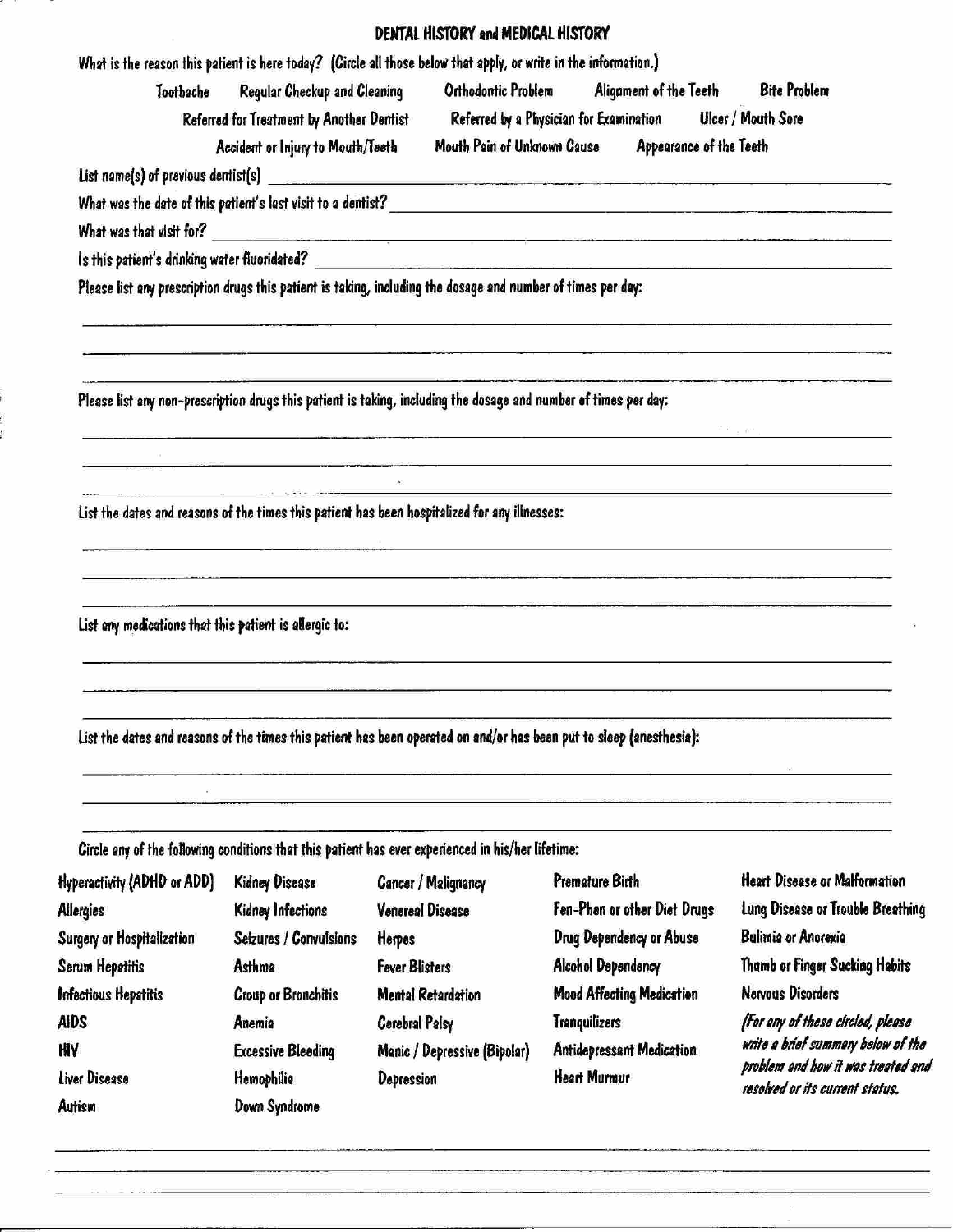# DENTAL HISTORY and MEDICAL HISTORY

What is the reason this patient is here today? (Circle all those below that apply, or write in the information.)

Toothache | Regular Checkup and Cleaning | Orthodontic Problem | Alignment of the Teeth | Bite Problem

Referred for Treatment by Another Dentist | Referred by a Physician for Examination | Ulcer / Mouth Sore

Accident or Injury to Mouth/Teeth | Mouth Pain of Unknown Cause | Appearance of the Teeth

List name(s) of previous dentist(s) ______________________________

What was the date of this patient's last visit to a dentist? ______________________________

What was that visit for? ______________________________

Is this patient's drinking water fluoridated? ______________________________

Please list any prescription drugs this patient is taking, including the dosage and number of times per day:

______________________________

______________________________

______________________________

Please list any non-prescription drugs this patient is taking, including the dosage and number of times per day:

______________________________

______________________________

______________________________

List the dates and reasons of the times this patient has been hospitalized for any illnesses:

______________________________

______________________________

______________________________

List any medications that this patient is allergic to:

______________________________

______________________________

______________________________

List the dates and reasons of the times this patient has been operated on and/or has been put to sleep (anesthesia):

______________________________

______________________________

______________________________

Circle any of the following conditions that this patient has ever experienced in his/her lifetime:

| | | | | |
|---|---|---|---|---|
| Hyperactivity (ADHD or ADD) | Kidney Disease | Cancer / Malignancy | Premature Birth | Heart Disease or Malformation |
| Allergies | Kidney Infections | Venereal Disease | Fen-Phen or other Diet Drugs | Lung Disease or Trouble Breathing |
| Surgery or Hospitalization | Seizures / Convulsions | Herpes | Drug Dependency or Abuse | Bulimia or Anorexia |
| Serum Hepatitis | Asthma | Fever Blisters | Alcohol Dependency | Thumb or Finger Sucking Habits |
| Infectious Hepatitis | Croup or Bronchitis | Mental Retardation | Mood Affecting Medication | Nervous Disorders |
| AIDS | Anemia | Cerebral Palsy | Tranquilizers | *(For any of these circled, please write a brief summary below of the problem and how it was treated and resolved or its current status.* |
| HIV | Excessive Bleeding | Manic / Depressive (Bipolar) | Antidepressant Medication | |
| Liver Disease | Hemophilia | Depression | Heart Murmur | |
| Autism | Down Syndrome | | | |

______________________________

______________________________

______________________________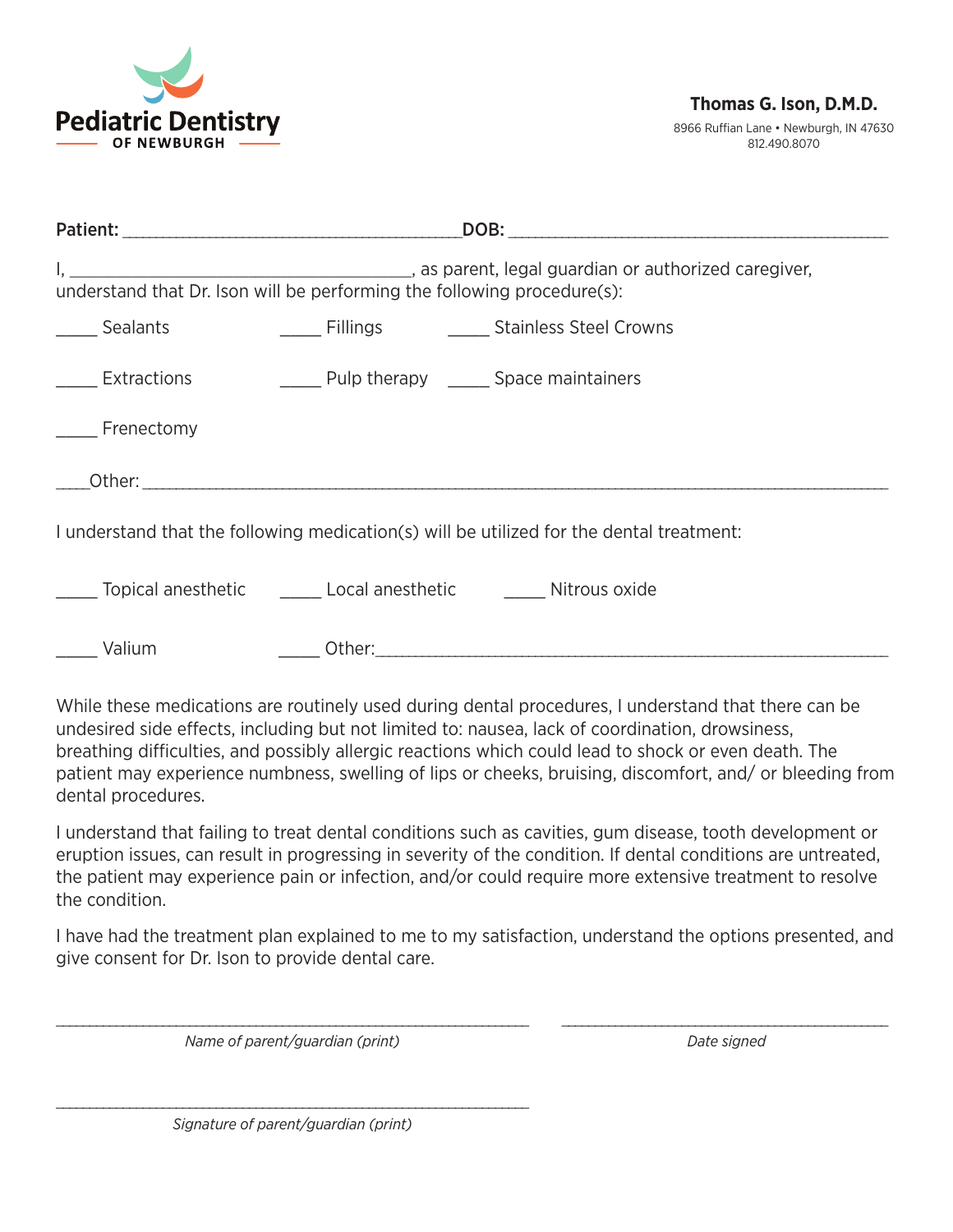**Pediatric Dentistry**
OF NEWBURGH

**Thomas G. Ison, D.M.D.**
8966 Ruffian Lane • Newburgh, IN 47630
812.490.8070

**Patient:** ________________________________________ **DOB:** ______________________________________________

I, ________________________________________, as parent, legal guardian or authorized caregiver, understand that Dr. Ison will be performing the following procedure(s):

_____ Sealants     _____ Fillings     _____ Stainless Steel Crowns

_____ Extractions     _____ Pulp therapy     _____ Space maintainers

_____ Frenectomy

____Other: ____________________________________________________________________________________

I understand that the following medication(s) will be utilized for the dental treatment:

_____ Topical anesthetic     _____ Local anesthetic     _____ Nitrous oxide

_____ Valium     _____ Other:_______________________________________________________________

While these medications are routinely used during dental procedures, I understand that there can be undesired side effects, including but not limited to: nausea, lack of coordination, drowsiness, breathing difficulties, and possibly allergic reactions which could lead to shock or even death. The patient may experience numbness, swelling of lips or cheeks, bruising, discomfort, and/ or bleeding from dental procedures.

I understand that failing to treat dental conditions such as cavities, gum disease, tooth development or eruption issues, can result in progressing in severity of the condition. If dental conditions are untreated, the patient may experience pain or infection, and/or could require more extensive treatment to resolve the condition.

I have had the treatment plan explained to me to my satisfaction, understand the options presented, and give consent for Dr. Ison to provide dental care.

______________________________________________________________     ____________________________________________
*Name of parent/guardian (print)*     *Date signed*

______________________________________________________________
*Signature of parent/guardian (print)*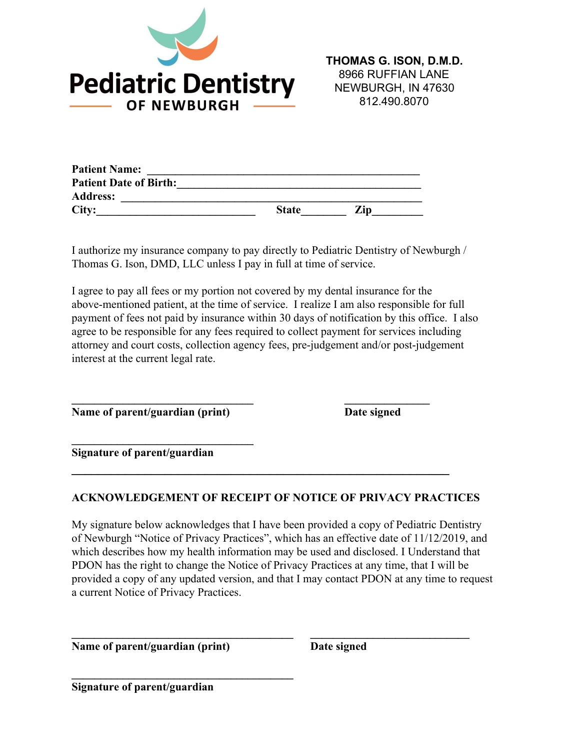Pediatric Dentistry

OF NEWBURGH

**THOMAS G. ISON, D.M.D.**
8966 RUFFIAN LANE
NEWBURGH, IN 47630
812.490.8070

**Patient Name:** _______________________________________________

**Patient Date of Birth:**___________________________________________

**Address:** _____________________________________________________

**City:**___________________________ **State**________ **Zip**_________

I authorize my insurance company to pay directly to Pediatric Dentistry of Newburgh / Thomas G. Ison, DMD, LLC unless I pay in full at time of service.

I agree to pay all fees or my portion not covered by my dental insurance for the above-mentioned patient, at the time of service. I realize I am also responsible for full payment of fees not paid by insurance within 30 days of notification by this office. I also agree to be responsible for any fees required to collect payment for services including attorney and court costs, collection agency fees, pre-judgement and/or post-judgement interest at the current legal rate.

________________________________ ______________

**Name of parent/guardian (print)** **Date signed**

________________________________

**Signature of parent/guardian**

**ACKNOWLEDGEMENT OF RECEIPT OF NOTICE OF PRIVACY PRACTICES**

My signature below acknowledges that I have been provided a copy of Pediatric Dentistry of Newburgh "Notice of Privacy Practices", which has an effective date of 11/12/2019, and which describes how my health information may be used and disclosed. I Understand that PDON has the right to change the Notice of Privacy Practices at any time, that I will be provided a copy of any updated version, and that I may contact PDON at any time to request a current Notice of Privacy Practices.

________________________________ ____________________________

**Name of parent/guardian (print)** **Date signed**

________________________________

**Signature of parent/guardian**